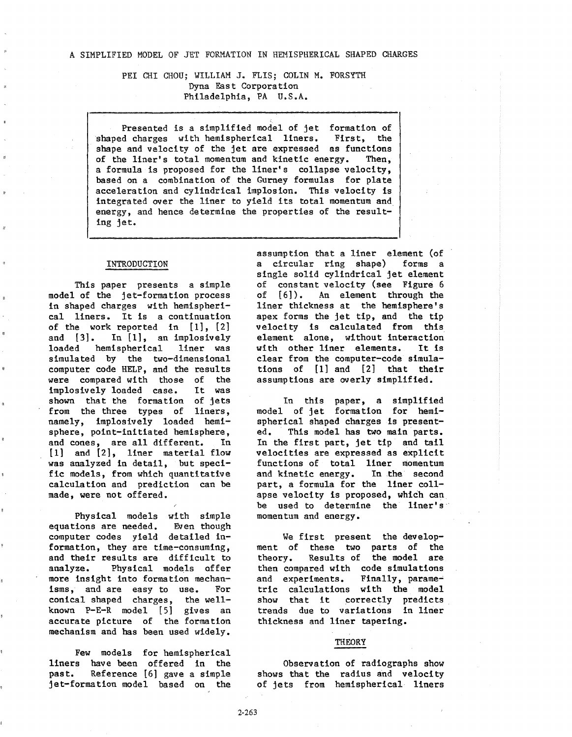# A SIMPLIFIED MODEL OF JET FORMATION IN HEMISPHERICAL SHAPED CHARGES

PEI CHI CHOU; WILLIAM J. FLIS; COLIN M. FORSYTH
Dyna East Corporation
Philadelphia, PA U.S.A.

> Presented is a simplified model of jet formation of shaped charges with hemispherical liners. First, the shape and velocity of the jet are expressed as functions of the liner's total momentum and kinetic energy. Then, a formula is proposed for the liner's collapse velocity, based on a combination of the Gurney formulas for plate acceleration and cylindrical implosion. This velocity is integrated over the liner to yield its total momentum and energy, and hence determine the properties of the resulting jet.

## INTRODUCTION

This paper presents a simple model of the jet-formation process in shaped charges with hemispherical liners. It is a continuation of the work reported in [1], [2] and [3]. In [1], an implosively loaded hemispherical liner was simulated by the two-dimensional computer code HELP, and the results were compared with those of the implosively loaded case. It was shown that the formation of jets from the three types of liners, namely, implosively loaded hemisphere, point-initiated hemisphere, and cones, are all different. In [1] and [2], liner material flow was analyzed in detail, but specific models, from which quantitative calculation and prediction can be made, were not offered.

Physical models with simple equations are needed. Even though computer codes yield detailed information, they are time-consuming, and their results are difficult to analyze. Physical models offer more insight into formation mechanisms, and are easy to use. For conical shaped charges, the well-known P-E-R model [5] gives an accurate picture of the formation mechanism and has been used widely.

Few models for hemispherical liners have been offered in the past. Reference [6] gave a simple jet-formation model based on the assumption that a liner element (of a circular ring shape) forms a single solid cylindrical jet element of constant velocity (see Figure 6 of [6]). An element through the liner thickness at the hemisphere's apex forms the jet tip, and the tip velocity is calculated from this element alone, without interaction with other liner elements. It is clear from the computer-code simulations of [1] and [2] that their assumptions are overly simplified.

In this paper, a simplified model of jet formation for hemispherical shaped charges is presented. This model has two main parts. In the first part, jet tip and tail velocities are expressed as explicit functions of total liner momentum and kinetic energy. In the second part, a formula for the liner collapse velocity is proposed, which can be used to determine the liner's momentum and energy.

We first present the development of these two parts of the theory. Results of the model are then compared with code simulations and experiments. Finally, parametric calculations with the model show that it correctly predicts trends due to variations in liner thickness and liner tapering.

## THEORY

Observation of radiographs show shows that the radius and velocity of jets from hemispherical liners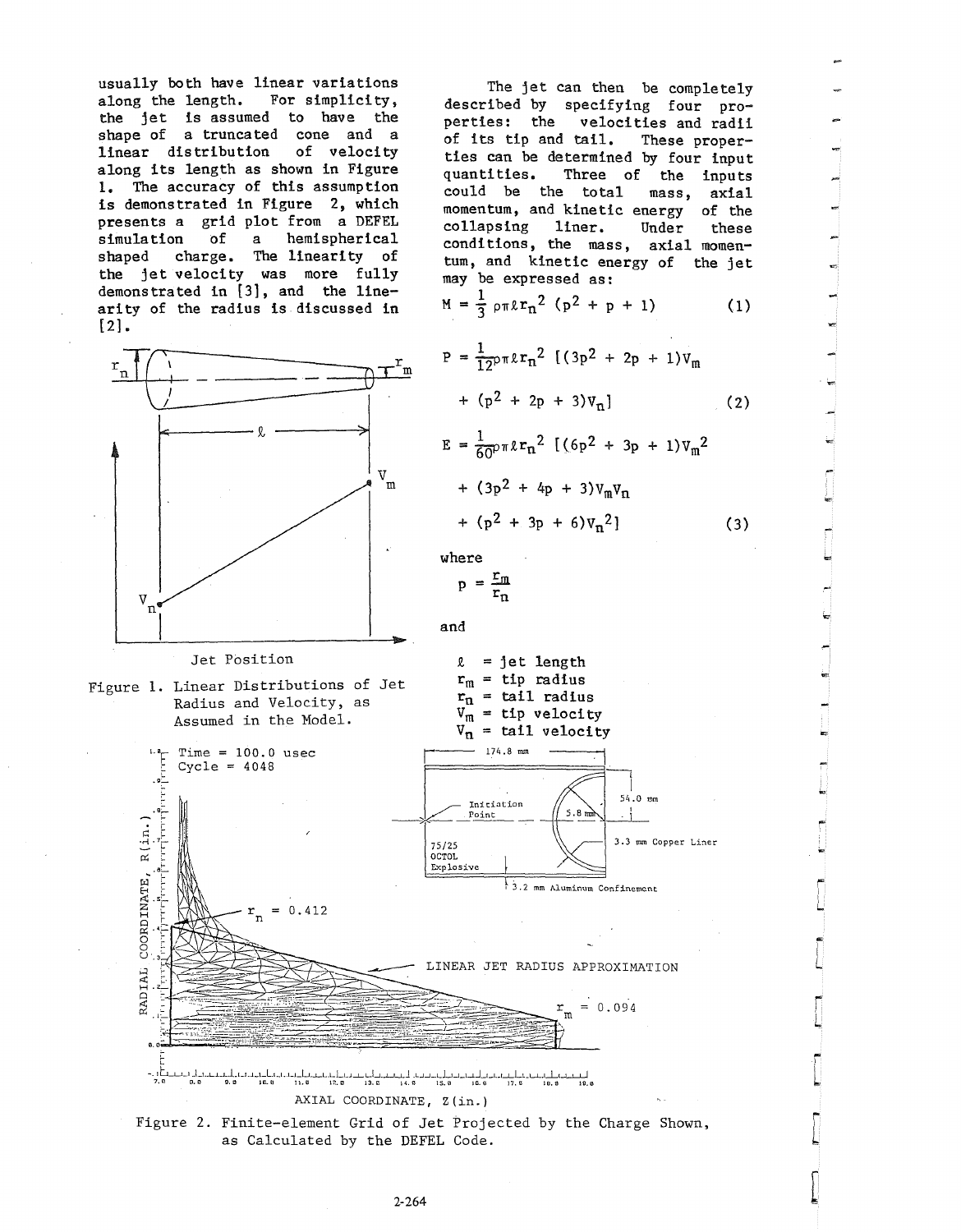usually both have linear variations along the length. For simplicity, the jet is assumed to have the shape of a truncated cone and a linear distribution of velocity along its length as shown in Figure 1. The accuracy of this assumption is demonstrated in Figure 2, which presents a grid plot from a DEFEL simulation of a hemispherical shaped charge. The linearity of the jet velocity was more fully demonstrated in [3], and the linearity of the radius is discussed in [2].

Figure 1. Linear Distributions of Jet Radius and Velocity, as Assumed in the Model.

The jet can then be completely described by specifying four properties: the velocities and radii of its tip and tail. These properties can be determined by four input quantities. Three of the inputs could be the total mass, axial momentum, and kinetic energy of the collapsing liner. Under these conditions, the mass, axial momentum, and kinetic energy of the jet may be expressed as:

$$M = \frac{1}{3} \rho \pi \ell r_n^2 (p^2 + p + 1) \tag{1}$$

$$P = \frac{1}{12} \rho \pi \ell r_n^2 [(3p^2 + 2p + 1)V_m + (p^2 + 2p + 3)V_n] \tag{2}$$

$$E = \frac{1}{60} \rho \pi \ell r_n^2 [(6p^2 + 3p + 1)V_m^2 + (3p^2 + 4p + 3)V_m V_n + (p^2 + 3p + 6)V_n^2] \tag{3}$$

where

$$p = \frac{r_m}{r_n}$$

and

$\ell$ = jet length
$r_m$ = tip radius
$r_n$ = tail radius
$V_m$ = tip velocity
$V_n$ = tail velocity

Figure 2. Finite-element Grid of Jet Projected by the Charge Shown, as Calculated by the DEFEL Code.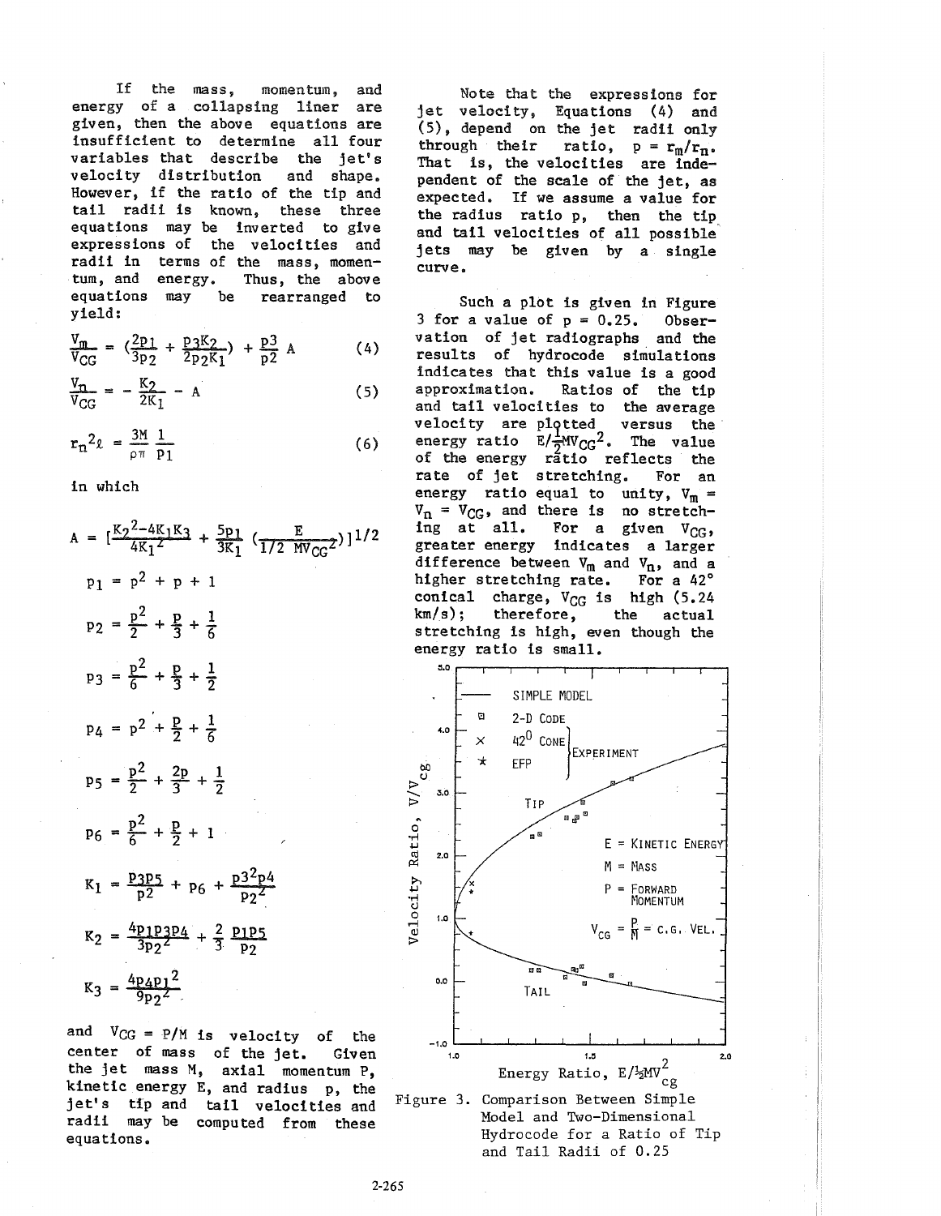If the mass, momentum, and energy of a collapsing liner are given, then the above equations are insufficient to determine all four variables that describe the jet's velocity distribution and shape. However, if the ratio of the tip and tail radii is known, these three equations may be inverted to give expressions of the velocities and radii in terms of the mass, momentum, and energy. Thus, the above equations may be rearranged to yield:

$$\frac{V_m}{V_{CG}} = \left(\frac{2p_1}{3p_2} + \frac{p_3 K_2}{2p_2 K_1}\right) + \frac{p_3}{p_2} A \tag{4}$$

$$\frac{V_n}{V_{CG}} = -\frac{K_2}{2K_1} - A \tag{5}$$

$$r_n^2 \ell = \frac{3M}{\rho\pi} \frac{1}{p_1} \tag{6}$$

in which

$$A = \left[\frac{K_2^2 - 4K_1K_3}{4K_1^2} + \frac{5p_1}{3K_1}\left(\frac{E}{1/2\ MV_{CG}^2}\right)\right]^{1/2}$$

$$p_1 = p^2 + p + 1$$

$$p_2 = \frac{p^2}{2} + \frac{p}{3} + \frac{1}{6}$$

$$p_3 = \frac{p^2}{6} + \frac{p}{3} + \frac{1}{2}$$

$$p_4 = p^2 + \frac{p}{2} + \frac{1}{6}$$

$$p_5 = \frac{p^2}{2} + \frac{2p}{3} + \frac{1}{2}$$

$$p_6 = \frac{p^2}{6} + \frac{p}{2} + 1$$

$$K_1 = \frac{p_3 p_5}{p_2} + p_6 + \frac{p_3^2 p_4}{p_2^2}$$

$$K_2 = \frac{4p_1 p_3 p_4}{3p_2^2} + \frac{2}{3}\frac{p_1 p_5}{p_2}$$

$$K_3 = \frac{4p_4 p_1^2}{9p_2^2}$$

and $V_{CG} = P/M$ is velocity of the center of mass of the jet. Given the jet mass M, axial momentum P, kinetic energy E, and radius p, the jet's tip and tail velocities and radii may be computed from these equations.

Note that the expressions for jet velocity, Equations (4) and (5), depend on the jet radii only through their ratio, $p = r_m/r_n$. That is, the velocities are independent of the scale of the jet, as expected. If we assume a value for the radius ratio p, then the tip and tail velocities of all possible jets may be given by a single curve.

Such a plot is given in Figure 3 for a value of p = 0.25. Observation of jet radiographs and the results of hydrocode simulations indicates that this value is a good approximation. Ratios of the tip and tail velocities to the average velocity are plotted versus the energy ratio $E/\frac{1}{2}MV_{CG}^2$. The value of the energy ratio reflects the rate of jet stretching. For an energy ratio equal to unity, $V_m = V_n = V_{CG}$, and there is no stretching at all. For a given $V_{CG}$, greater energy indicates a larger difference between $V_m$ and $V_n$, and a higher stretching rate. For a 42° conical charge, $V_{CG}$ is high (5.24 km/s); therefore, the actual stretching is high, even though the energy ratio is small.

Figure 3. Comparison Between Simple Model and Two-Dimensional Hydrocode for a Ratio of Tip and Tail Radii of 0.25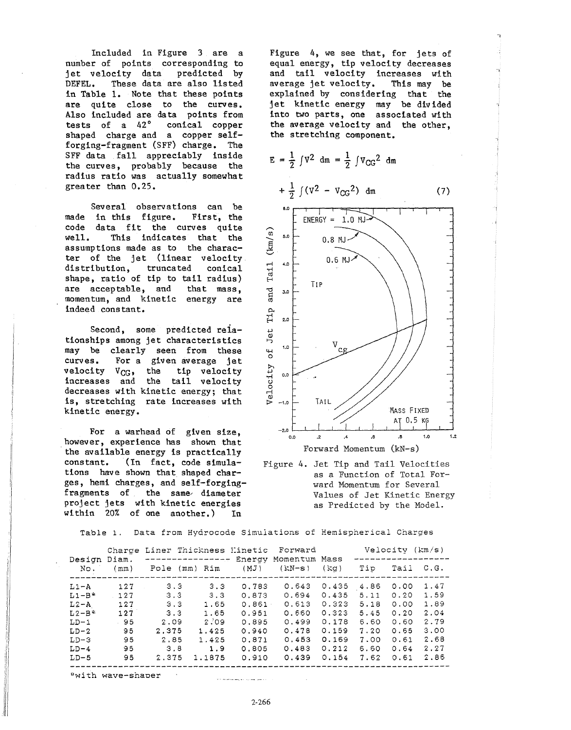Included in Figure 3 are a number of points corresponding to jet velocity data predicted by DEFEL. These data are also listed in Table 1. Note that these points are quite close to the curves. Also included are data points from tests of a 42° conical copper shaped charge and a copper self-forging-fragment (SFF) charge. The SFF data fall appreciably inside the curves, probably because the radius ratio was actually somewhat greater than 0.25.

Several observations can be made in this figure. First, the code data fit the curves quite well. This indicates that the assumptions made as to the character of the jet (linear velocity distribution, truncated conical shape, ratio of tip to tail radius) are acceptable, and that mass, momentum, and kinetic energy are indeed constant.

Second, some predicted relationships among jet characteristics may be clearly seen from these curves. For a given average jet velocity $V_{CG}$, the tip velocity increases and the tail velocity decreases with kinetic energy; that is, stretching rate increases with kinetic energy.

For a warhead of given size, however, experience has shown that the available energy is practically constant. (In fact, code simulations have shown that shaped charges, hemi charges, and self-forging-fragments of the same diameter project jets with kinetic energies within 20% of one another.) In Figure 4, we see that, for jets of equal energy, tip velocity decreases and tail velocity increases with average jet velocity. This may be explained by considering that the jet kinetic energy may be divided into two parts, one associated with the average velocity and the other, the stretching component.

$$E = \frac{1}{2}\int V^2 \, dm = \frac{1}{2}\int V_{CG}^2 \, dm + \frac{1}{2}\int (V^2 - V_{CG}^2) \, dm \qquad (7)$$

Figure 4. Jet Tip and Tail Velocities as a Function of Total Forward Momentum for Several Values of Jet Kinetic Energy as Predicted by the Model.

Table 1. Data from Hydrocode Simulations of Hemispherical Charges

| Design No. | Charge Diam. (mm) | Liner Thickness Pole (mm) | Liner Thickness Rim | Kinetic Energy (MJ) | Forward Momentum (kN-s) | Mass (kg) | Velocity (km/s) Tip | Tail | C.G. |
|---|---|---|---|---|---|---|---|---|---|
| L1-A | 127 | 3.3 | 3.3 | 0.783 | 0.643 | 0.435 | 4.86 | 0.00 | 1.47 |
| L1-B* | 127 | 3.3 | 3.3 | 0.873 | 0.694 | 0.435 | 5.11 | 0.20 | 1.59 |
| L2-A | 127 | 3.3 | 1.65 | 0.861 | 0.613 | 0.323 | 5.18 | 0.00 | 1.89 |
| L2-B* | 127 | 3.3 | 1.65 | 0.951 | 0.660 | 0.323 | 5.45 | 0.20 | 2.04 |
| LD-1 | 95 | 2.09 | 2.09 | 0.895 | 0.499 | 0.178 | 6.60 | 0.60 | 2.79 |
| LD-2 | 95 | 2.375 | 1.425 | 0.940 | 0.478 | 0.159 | 7.20 | 0.65 | 3.00 |
| LD-3 | 95 | 2.85 | 1.425 | 0.871 | 0.453 | 0.169 | 7.00 | 0.61 | 2.68 |
| LD-4 | 95 | 3.8 | 1.9 | 0.805 | 0.483 | 0.212 | 6.60 | 0.64 | 2.27 |
| LD-5 | 95 | 2.375 | 1.1875 | 0.910 | 0.439 | 0.154 | 7.62 | 0.61 | 2.86 |

*with wave-shaper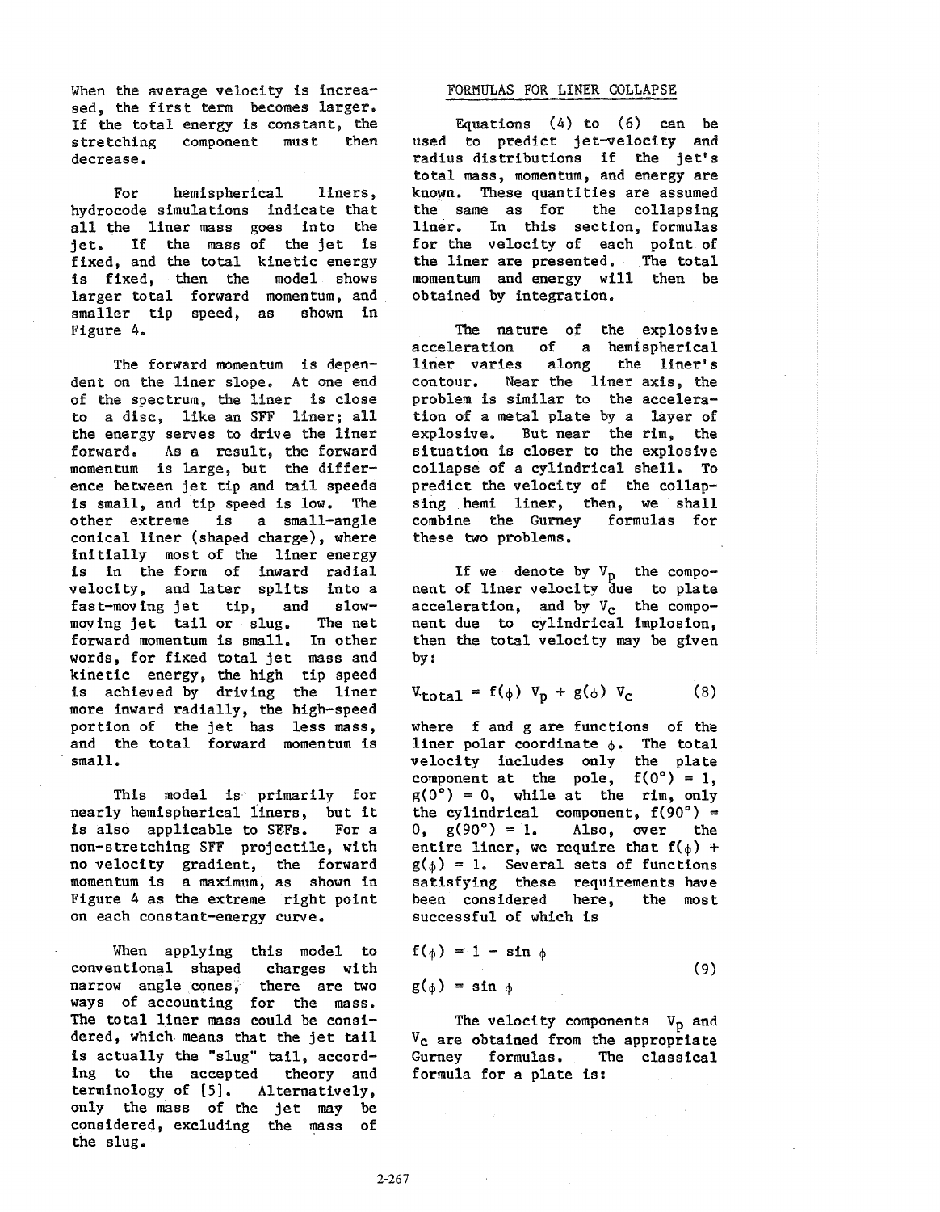When the average velocity is increased, the first term becomes larger. If the total energy is constant, the stretching component must then decrease.

For hemispherical liners, hydrocode simulations indicate that all the liner mass goes into the jet. If the mass of the jet is fixed, and the total kinetic energy is fixed, then the model shows larger total forward momentum, and smaller tip speed, as shown in Figure 4.

The forward momentum is dependent on the liner slope. At one end of the spectrum, the liner is close to a disc, like an SFF liner; all the energy serves to drive the liner forward. As a result, the forward momentum is large, but the difference between jet tip and tail speeds is small, and tip speed is low. The other extreme is a small-angle conical liner (shaped charge), where initially most of the liner energy is in the form of inward radial velocity, and later splits into a fast-moving jet tip, and slow-moving jet tail or slug. The net forward momentum is small. In other words, for fixed total jet mass and kinetic energy, the high tip speed is achieved by driving the liner more inward radially, the high-speed portion of the jet has less mass, and the total forward momentum is small.

This model is primarily for nearly hemispherical liners, but it is also applicable to SFFs. For a non-stretching SFF projectile, with no velocity gradient, the forward momentum is a maximum, as shown in Figure 4 as the extreme right point on each constant-energy curve.

When applying this model to conventional shaped charges with narrow angle cones, there are two ways of accounting for the mass. The total liner mass could be considered, which means that the jet tail is actually the "slug" tail, according to the accepted theory and terminology of [5]. Alternatively, only the mass of the jet may be considered, excluding the mass of the slug.

## FORMULAS FOR LINER COLLAPSE

Equations (4) to (6) can be used to predict jet-velocity and radius distributions if the jet's total mass, momentum, and energy are known. These quantities are assumed the same as for the collapsing liner. In this section, formulas for the velocity of each point of the liner are presented. The total momentum and energy will then be obtained by integration.

The nature of the explosive acceleration of a hemispherical liner varies along the liner's contour. Near the liner axis, the problem is similar to the acceleration of a metal plate by a layer of explosive. But near the rim, the situation is closer to the explosive collapse of a cylindrical shell. To predict the velocity of the collapsing hemi liner, then, we shall combine the Gurney formulas for these two problems.

If we denote by $V_p$ the component of liner velocity due to plate acceleration, and by $V_c$ the component due to cylindrical implosion, then the total velocity may be given by:

$$V_{total} = f(\phi)\, V_p + g(\phi)\, V_c \qquad (8)$$

where f and g are functions of the liner polar coordinate $\phi$. The total velocity includes only the plate component at the pole, $f(0°) = 1$, $g(0°) = 0$, while at the rim, only the cylindrical component, $f(90°) = 0$, $g(90°) = 1$. Also, over the entire liner, we require that $f(\phi) + g(\phi) = 1$. Several sets of functions satisfying these requirements have been considered here, the most successful of which is

$$f(\phi) = 1 - \sin\phi$$
$$g(\phi) = \sin\phi \qquad (9)$$

The velocity components $V_p$ and $V_c$ are obtained from the appropriate Gurney formulas. The classical formula for a plate is: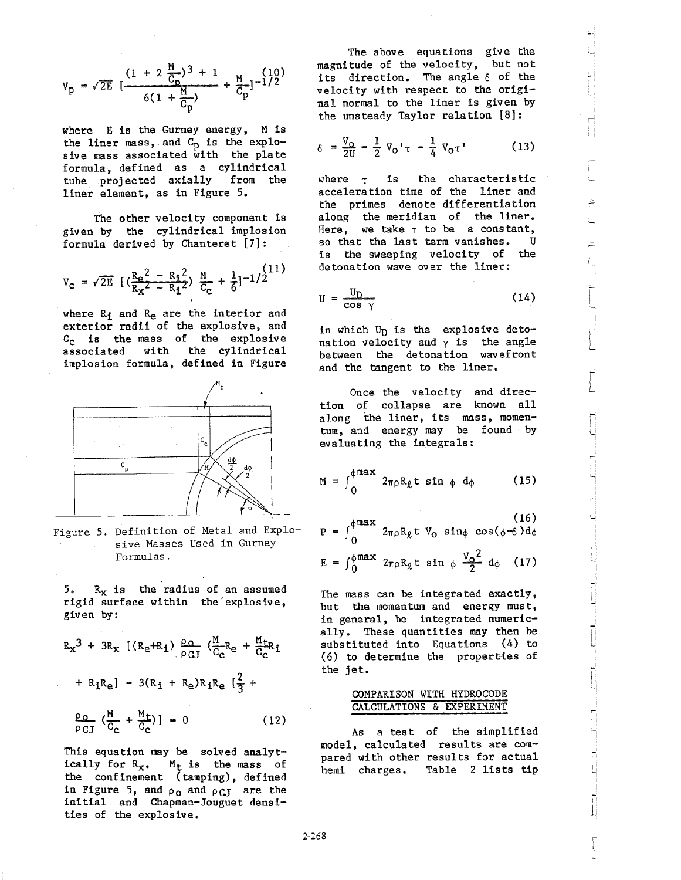$$V_p = \sqrt{2E}\left[\frac{(1 + 2\frac{M}{C_p})^3 + 1}{6(1 + \frac{M}{C_p})} + \frac{M}{C_p}\right]^{-1/2} \quad (10)$$

where E is the Gurney energy, M is the liner mass, and $C_p$ is the explosive mass associated with the plate formula, defined as a cylindrical tube projected axially from the liner element, as in Figure 5.

The other velocity component is given by the cylindrical implosion formula derived by Chanteret [7]:

$$V_c = \sqrt{2E}\left[\left(\frac{R_e^2 - R_i^2}{R_x^2 - R_i^2}\right)\frac{M}{C_c} + \frac{1}{6}\right]^{-1/2} \quad (11)$$

where $R_i$ and $R_e$ are the interior and exterior radii of the explosive, and $C_c$ is the mass of the explosive associated with the cylindrical implosion formula, defined in Figure 5.

Figure 5. Definition of Metal and Explosive Masses Used in Gurney Formulas.

$R_x$ is the radius of an assumed rigid surface within the explosive, given by:

$$R_x^3 + 3R_x\left[(R_e+R_i)\frac{\rho_o}{\rho_{CJ}}\left(\frac{M}{C_c}R_e + \frac{M_t}{C_c}R_i\right) + R_iR_e\right] - 3(R_i + R_e)R_iR_e\left[\frac{2}{3} + \frac{\rho_o}{\rho_{CJ}}\left(\frac{M}{C_c} + \frac{M_t}{C_c}\right)\right] = 0 \quad (12)$$

This equation may be solved analytically for $R_x$. $M_t$ is the mass of the confinement (tamping), defined in Figure 5, and $\rho_o$ and $\rho_{CJ}$ are the initial and Chapman-Jouguet densities of the explosive.

The above equations give the magnitude of the velocity, but not its direction. The angle $\delta$ of the velocity with respect to the original normal to the liner is given by the unsteady Taylor relation [8]:

$$\delta = \frac{V_o}{2U} - \frac{1}{2}V_o'\tau - \frac{1}{4}V_o\tau' \quad (13)$$

where $\tau$ is the characteristic acceleration time of the liner and the primes denote differentiation along the meridian of the liner. Here, we take $\tau$ to be a constant, so that the last term vanishes. U is the sweeping velocity of the detonation wave over the liner:

$$U = \frac{U_D}{\cos\gamma} \quad (14)$$

in which $U_D$ is the explosive detonation velocity and $\gamma$ is the angle between the detonation wavefront and the tangent to the liner.

Once the velocity and direction of collapse are known all along the liner, its mass, momentum, and energy may be found by evaluating the integrals:

$$M = \int_0^{\phi max} 2\pi\rho R_\ell t \sin\phi \, d\phi \quad (15)$$

$$P = \int_0^{\phi max} 2\pi\rho R_\ell t \, V_o \sin\phi \cos(\phi-\delta) d\phi \quad (16)$$

$$E = \int_0^{\phi max} 2\pi\rho R_\ell t \sin\phi \frac{V_o^2}{2} d\phi \quad (17)$$

The mass can be integrated exactly, but the momentum and energy must, in general, be integrated numerically. These quantities may then be substituted into Equations (4) to (6) to determine the properties of the jet.

## COMPARISON WITH HYDROCODE CALCULATIONS & EXPERIMENT

As a test of the simplified model, calculated results are compared with other results for actual hemi charges. Table 2 lists tip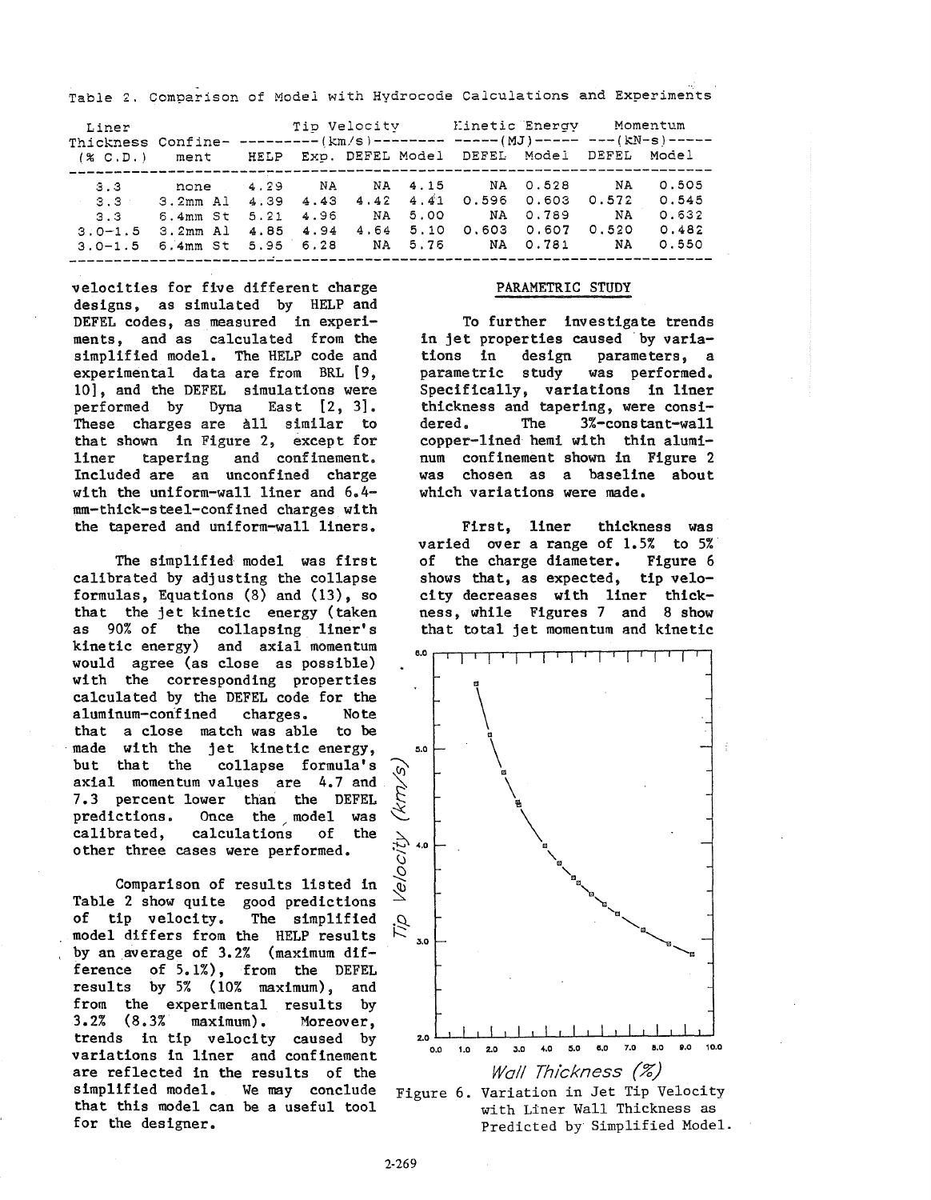Table 2. Comparison of Model with Hydrocode Calculations and Experiments

| Liner Thickness (% C.D.) | Confinement | Tip Velocity (km/s) | | | | Kinetic Energy (MJ) | | Momentum (kN-s) | |
|---|---|---|---|---|---|---|---|---|---|
| | | HELP | Exp. | DEFEL | Model | DEFEL | Model | DEFEL | Model |
| 3.3 | none | 4.29 | NA | NA | 4.15 | NA | 0.528 | NA | 0.505 |
| 3.3 | 3.2mm Al | 4.39 | 4.43 | 4.42 | 4.41 | 0.596 | 0.603 | 0.572 | 0.545 |
| 3.3 | 6.4mm St | 5.21 | 4.96 | NA | 5.00 | NA | 0.789 | NA | 0.632 |
| 3.0–1.5 | 3.2mm Al | 4.85 | 4.94 | 4.64 | 5.10 | 0.603 | 0.607 | 0.520 | 0.482 |
| 3.0–1.5 | 6.4mm St | 5.95 | 6.28 | NA | 5.76 | NA | 0.781 | NA | 0.550 |

velocities for five different charge designs, as simulated by HELP and DEFEL codes, as measured in experiments, and as calculated from the simplified model. The HELP code and experimental data are from BRL [9, 10], and the DEFEL simulations were performed by Dyna East [2, 3]. These charges are all similar to that shown in Figure 2, except for liner tapering and confinement. Included are an unconfined charge with the uniform-wall liner and 6.4-mm-thick-steel-confined charges with the tapered and uniform-wall liners.

The simplified model was first calibrated by adjusting the collapse formulas, Equations (8) and (13), so that the jet kinetic energy (taken as 90% of the collapsing liner's kinetic energy) and axial momentum would agree (as close as possible) with the corresponding properties calculated by the DEFEL code for the aluminum-confined charges. Note that a close match was able to be made with the jet kinetic energy, but that the collapse formula's axial momentum values are 4.7 and 7.3 percent lower than the DEFEL predictions. Once the model was calibrated, calculations of the other three cases were performed.

Comparison of results listed in Table 2 show quite good predictions of tip velocity. The simplified model differs from the HELP results by an average of 3.2% (maximum difference of 5.1%), from the DEFEL results by 5% (10% maximum), and from the experimental results by 3.2% (8.3% maximum). Moreover, trends in tip velocity caused by variations in liner and confinement are reflected in the results of the simplified model. We may conclude that this model can be a useful tool for the designer.

## PARAMETRIC STUDY

To further investigate trends in jet properties caused by variations in design parameters, a parametric study was performed. Specifically, variations in liner thickness and tapering, were considered. The 3%-constant-wall copper-lined hemi with thin aluminum confinement shown in Figure 2 was chosen as a baseline about which variations were made.

First, liner thickness was varied over a range of 1.5% to 5% of the charge diameter. Figure 6 shows that, as expected, tip velocity decreases with liner thickness, while Figures 7 and 8 show that total jet momentum and kinetic

Figure 6. Variation in Jet Tip Velocity with Liner Wall Thickness as Predicted by Simplified Model.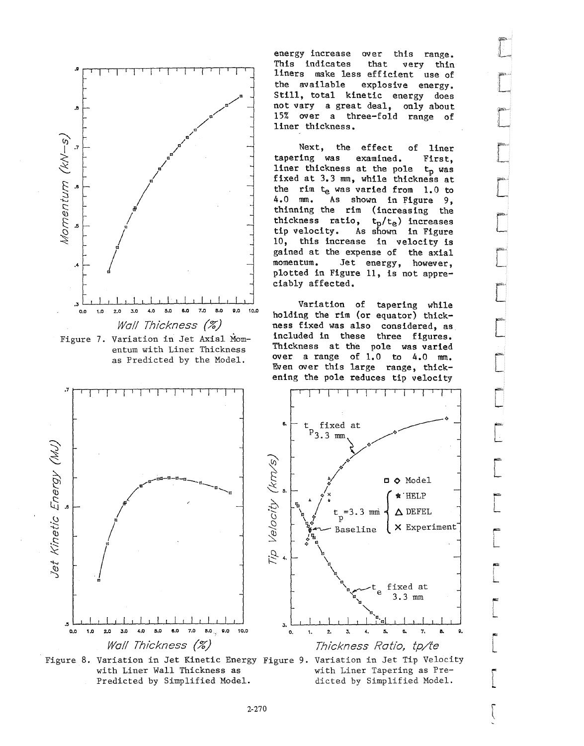energy increase over this range. This indicates that very thin liners make less efficient use of the available explosive energy. Still, total kinetic energy does not vary a great deal, only about 15% over a three-fold range of liner thickness.

Next, the effect of liner tapering was examined. First, liner thickness at the pole $t_p$ was fixed at 3.3 mm, while thickness at the rim $t_e$ was varied from 1.0 to 4.0 mm. As shown in Figure 9, thinning the rim (increasing the thickness ratio, $t_p/t_e$) increases tip velocity. As shown in Figure 10, this increase in velocity is gained at the expense of the axial momentum. Jet energy, however, plotted in Figure 11, is not appreciably affected.

Variation of tapering while holding the rim (or equator) thickness fixed was also considered, as included in these three figures. Thickness at the pole was varied over a range of 1.0 to 4.0 mm. Even over this large range, thickening the pole reduces tip velocity

Figure 7. Variation in Jet Axial Momentum with Liner Thickness as Predicted by the Model.

Figure 8. Variation in Jet Kinetic Energy with Liner Wall Thickness as Predicted by Simplified Model.

Figure 9. Variation in Jet Tip Velocity with Liner Tapering as Predicted by Simplified Model.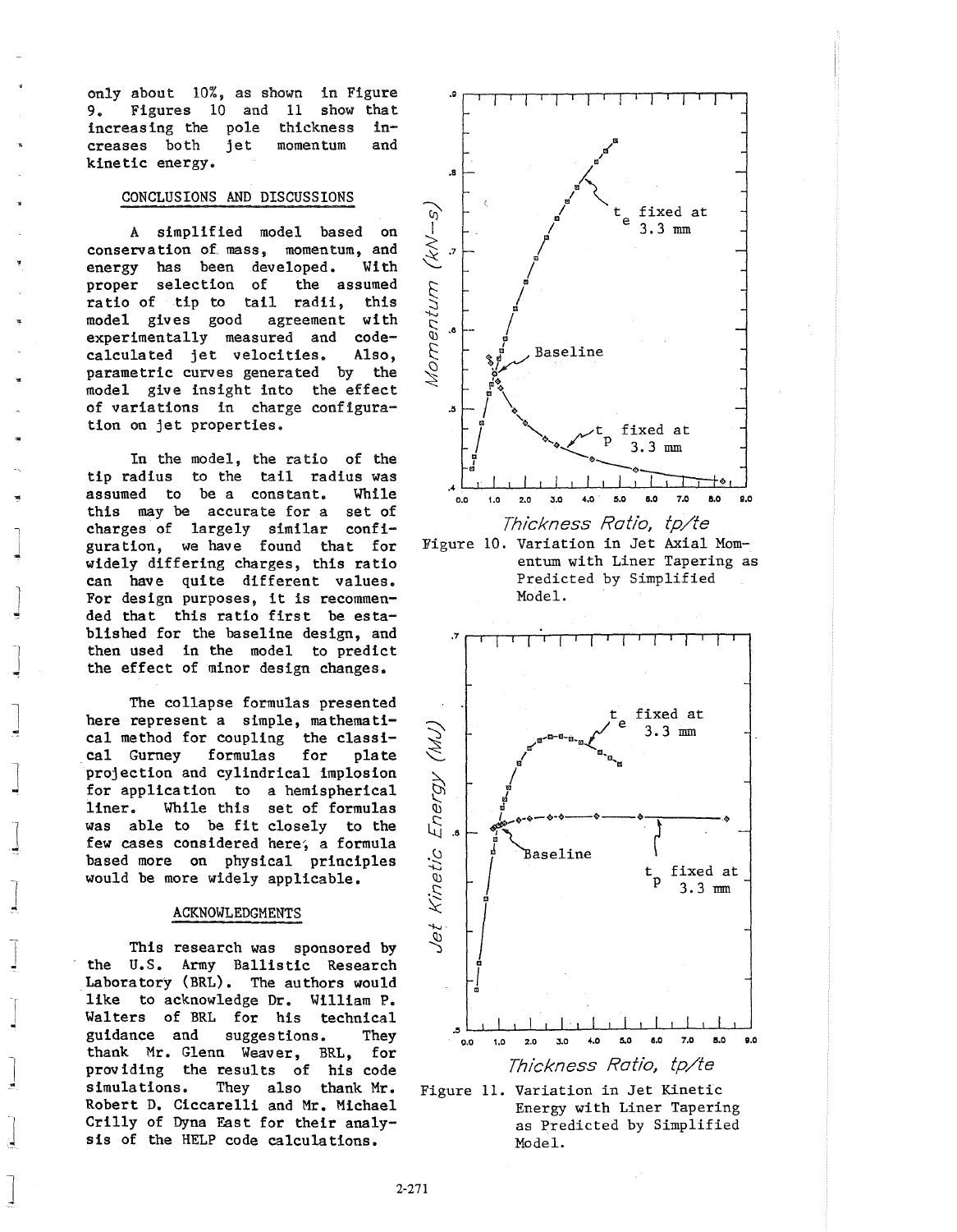only about 10%, as shown in Figure 9. Figures 10 and 11 show that increasing the pole thickness increases both jet momentum and kinetic energy.

## CONCLUSIONS AND DISCUSSIONS

A simplified model based on conservation of mass, momentum, and energy has been developed. With proper selection of the assumed ratio of tip to tail radii, this model gives good agreement with experimentally measured and code-calculated jet velocities. Also, parametric curves generated by the model give insight into the effect of variations in charge configuration on jet properties.

In the model, the ratio of the tip radius to the tail radius was assumed to be a constant. While this may be accurate for a set of charges of largely similar configuration, we have found that for widely differing charges, this ratio can have quite different values. For design purposes, it is recommended that this ratio first be established for the baseline design, and then used in the model to predict the effect of minor design changes.

The collapse formulas presented here represent a simple, mathematical method for coupling the classical Gurney formulas for plate projection and cylindrical implosion for application to a hemispherical liner. While this set of formulas was able to be fit closely to the few cases considered here, a formula based more on physical principles would be more widely applicable.

## ACKNOWLEDGMENTS

This research was sponsored by the U.S. Army Ballistic Research Laboratory (BRL). The authors would like to acknowledge Dr. William P. Walters of BRL for his technical guidance and suggestions. They thank Mr. Glenn Weaver, BRL, for providing the results of his code simulations. They also thank Mr. Robert D. Ciccarelli and Mr. Michael Crilly of Dyna East for their analysis of the HELP code calculations.

Figure 10. Variation in Jet Axial Momentum with Liner Tapering as Predicted by Simplified Model.

Figure 11. Variation in Jet Kinetic Energy with Liner Tapering as Predicted by Simplified Model.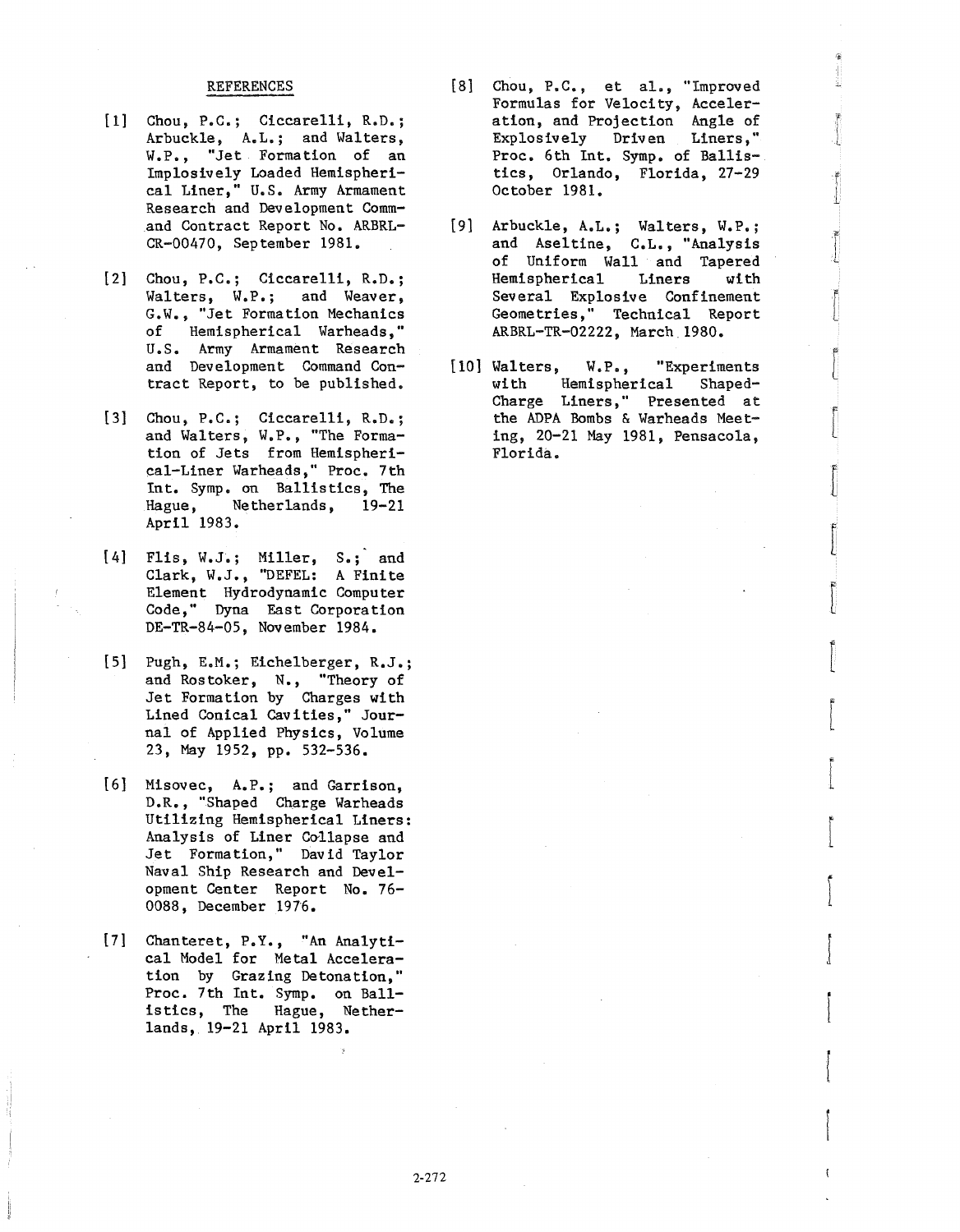## REFERENCES

[1] Chou, P.C.; Ciccarelli, R.D.; Arbuckle, A.L.; and Walters, W.P., "Jet Formation of an Implosively Loaded Hemispherical Liner," U.S. Army Armament Research and Development Command Contract Report No. ARBRL-CR-00470, September 1981.

[2] Chou, P.C.; Ciccarelli, R.D.; Walters, W.P.; and Weaver, G.W., "Jet Formation Mechanics of Hemispherical Warheads," U.S. Army Armament Research and Development Command Contract Report, to be published.

[3] Chou, P.C.; Ciccarelli, R.D.; and Walters, W.P., "The Formation of Jets from Hemispherical-Liner Warheads," Proc. 7th Int. Symp. on Ballistics, The Hague, Netherlands, 19-21 April 1983.

[4] Flis, W.J.; Miller, S.; and Clark, W.J., "DEFEL: A Finite Element Hydrodynamic Computer Code," Dyna East Corporation DE-TR-84-05, November 1984.

[5] Pugh, E.M.; Eichelberger, R.J.; and Rostoker, N., "Theory of Jet Formation by Charges with Lined Conical Cavities," Journal of Applied Physics, Volume 23, May 1952, pp. 532-536.

[6] Misovec, A.P.; and Garrison, D.R., "Shaped Charge Warheads Utilizing Hemispherical Liners: Analysis of Liner Collapse and Jet Formation," David Taylor Naval Ship Research and Development Center Report No. 76-0088, December 1976.

[7] Chanteret, P.Y., "An Analytical Model for Metal Acceleration by Grazing Detonation," Proc. 7th Int. Symp. on Ballistics, The Hague, Netherlands, 19-21 April 1983.

[8] Chou, P.C., et al., "Improved Formulas for Velocity, Acceleration, and Projection Angle of Explosively Driven Liners," Proc. 6th Int. Symp. of Ballistics, Orlando, Florida, 27-29 October 1981.

[9] Arbuckle, A.L.; Walters, W.P.; and Aseltine, C.L., "Analysis of Uniform Wall and Tapered Hemispherical Liners with Several Explosive Confinement Geometries," Technical Report ARBRL-TR-02222, March 1980.

[10] Walters, W.P., "Experiments with Hemispherical Shaped-Charge Liners," Presented at the ADPA Bombs & Warheads Meeting, 20-21 May 1981, Pensacola, Florida.